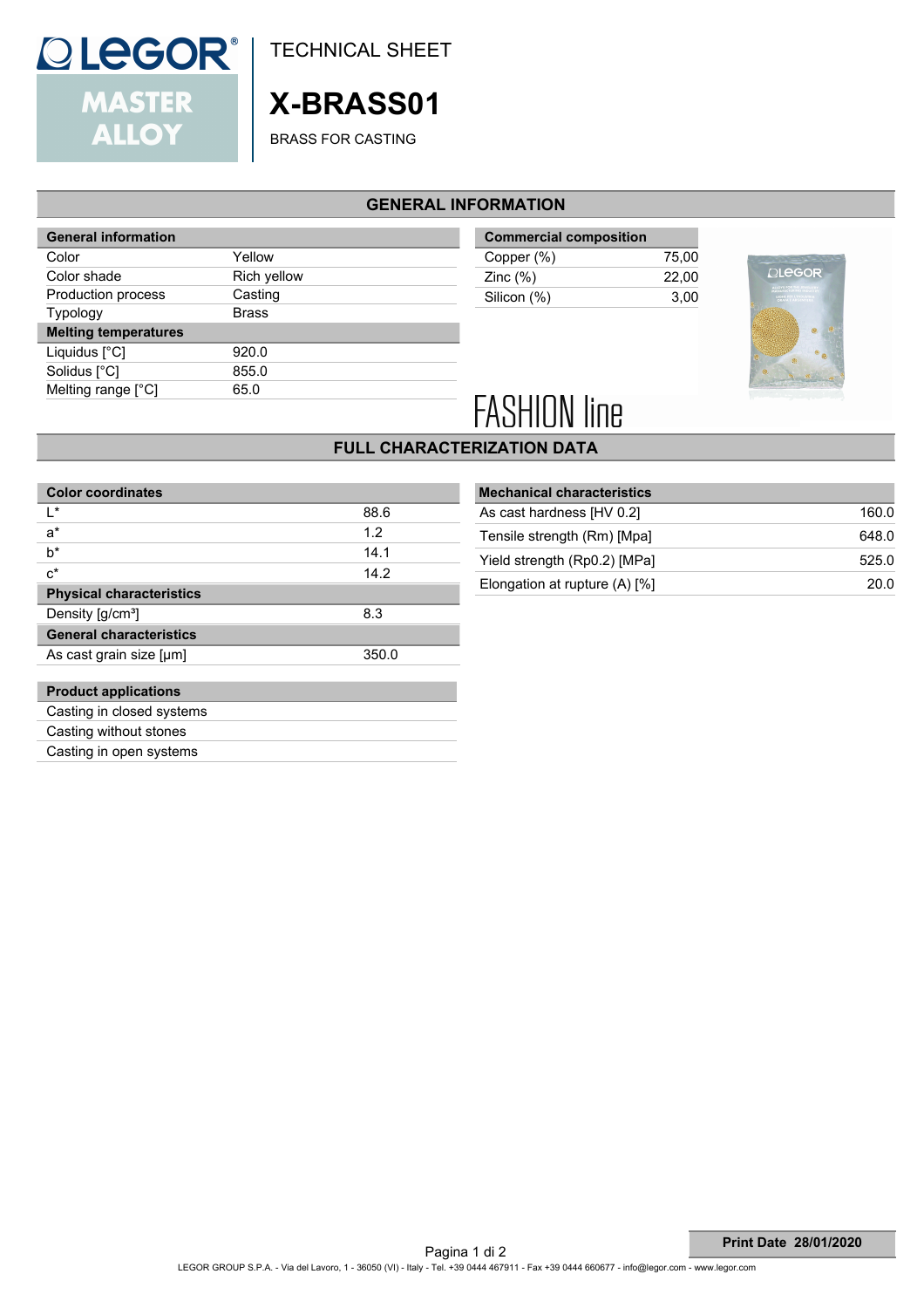# TECHNICAL SHEET

# X-BRASS01

BRASS FOR CASTING

## GENERAL INFORMATION

| General information | |
|---|---|
| Color | Yellow |
| Color shade | Rich yellow |
| Production process | Casting |
| Typology | Brass |
| **Melting temperatures** | |
| Liquidus [°C] | 920.0 |
| Solidus [°C] | 855.0 |
| Melting range [°C] | 65.0 |

| Commercial composition | |
|---|---|
| Copper (%) | 75,00 |
| Zinc (%) | 22,00 |
| Silicon (%) | 3,00 |

FASHION line

## FULL CHARACTERIZATION DATA

| Color coordinates | |
|---|---|
| L* | 88.6 |
| a* | 1.2 |
| b* | 14.1 |
| c* | 14.2 |
| **Physical characteristics** | |
| Density [g/cm³] | 8.3 |
| **General characteristics** | |
| As cast grain size [μm] | 350.0 |

| Mechanical characteristics | |
|---|---|
| As cast hardness [HV 0.2] | 160.0 |
| Tensile strength (Rm) [Mpa] | 648.0 |
| Yield strength (Rp0.2) [MPa] | 525.0 |
| Elongation at rupture (A) [%] | 20.0 |

| Product applications |
|---|
| Casting in closed systems |
| Casting without stones |
| Casting in open systems |

**Print Date 28/01/2020**

LEGOR GROUP S.P.A. - Via del Lavoro, 1 - 36050 (VI) - Italy - Tel. +39 0444 467911 - Fax +39 0444 660677 - info@legor.com - www.legor.com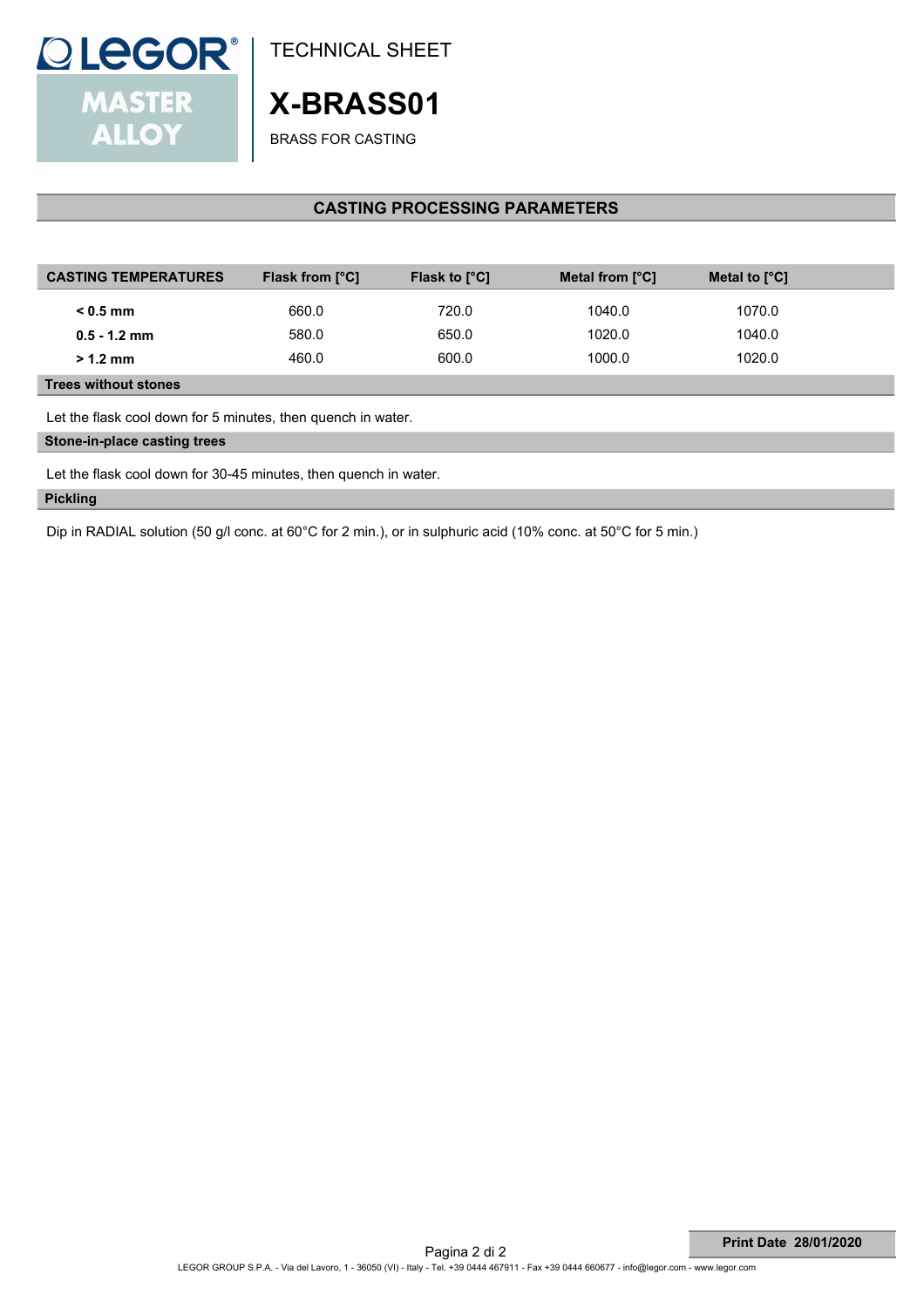TECHNICAL SHEET

# X-BRASS01

BRASS FOR CASTING

## CASTING PROCESSING PARAMETERS

| CASTING TEMPERATURES | Flask from [°C] | Flask to [°C] | Metal from [°C] | Metal to [°C] |
|---|---|---|---|---|
| **< 0.5 mm** | 660.0 | 720.0 | 1040.0 | 1070.0 |
| **0.5 - 1.2 mm** | 580.0 | 650.0 | 1020.0 | 1040.0 |
| **> 1.2 mm** | 460.0 | 600.0 | 1000.0 | 1020.0 |

### Trees without stones

Let the flask cool down for 5 minutes, then quench in water.

### Stone-in-place casting trees

Let the flask cool down for 30-45 minutes, then quench in water.

### Pickling

Dip in RADIAL solution (50 g/l conc. at 60°C for 2 min.), or in sulphuric acid (10% conc. at 50°C for 5 min.)

**Print Date 28/01/2020**

LEGOR GROUP S.P.A. - Via del Lavoro, 1 - 36050 (VI) - Italy - Tel. +39 0444 467911 - Fax +39 0444 660677 - info@legor.com - www.legor.com